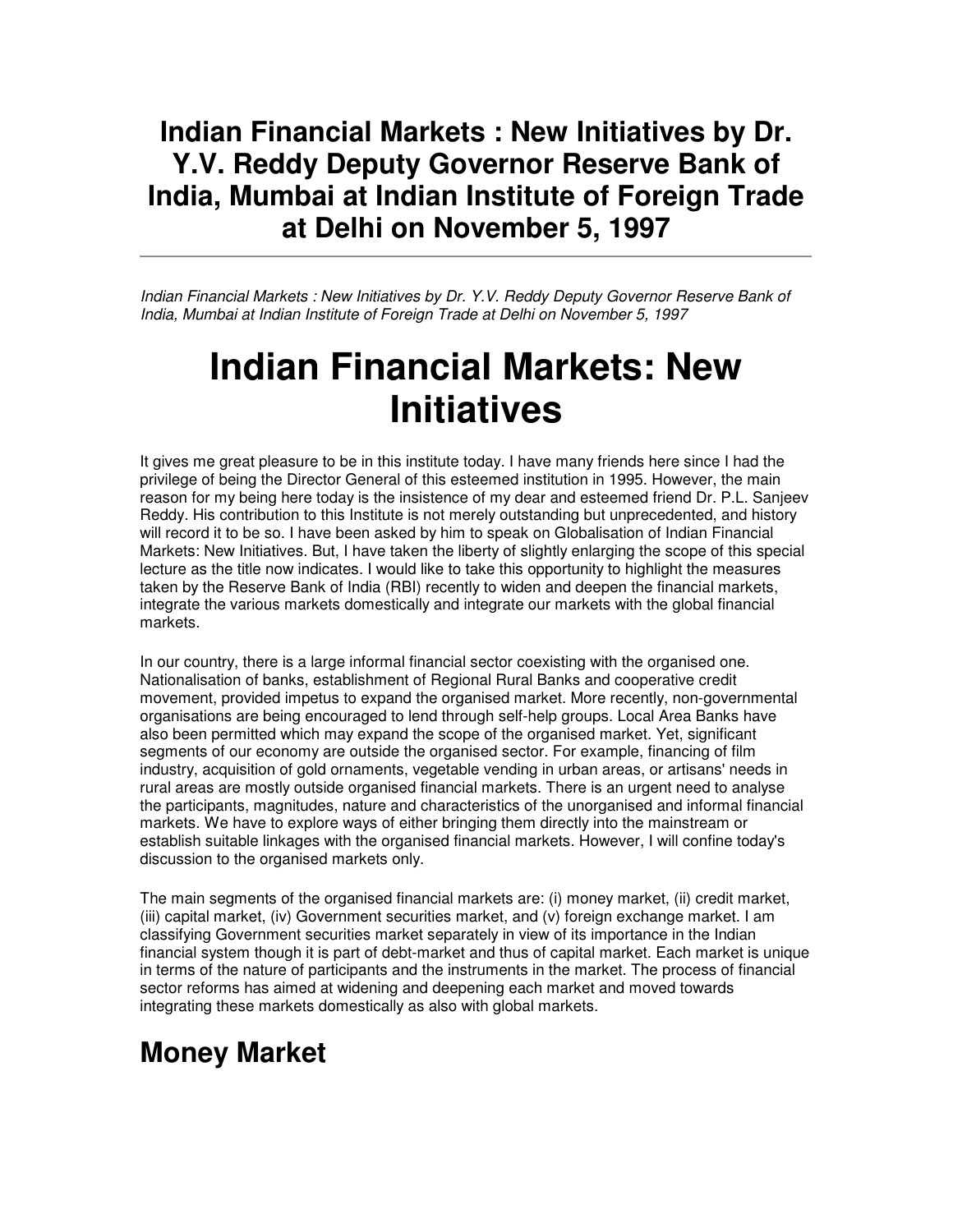# Indian Financial Markets : New Initiatives by Dr. Y.V. Reddy Deputy Governor Reserve Bank of India, Mumbai at Indian Institute of Foreign Trade at Delhi on November 5, 1997

---

*Indian Financial Markets : New Initiatives by Dr. Y.V. Reddy Deputy Governor Reserve Bank of India, Mumbai at Indian Institute of Foreign Trade at Delhi on November 5, 1997*

# Indian Financial Markets: New Initiatives

It gives me great pleasure to be in this institute today. I have many friends here since I had the privilege of being the Director General of this esteemed institution in 1995. However, the main reason for my being here today is the insistence of my dear and esteemed friend Dr. P.L. Sanjeev Reddy. His contribution to this Institute is not merely outstanding but unprecedented, and history will record it to be so. I have been asked by him to speak on Globalisation of Indian Financial Markets: New Initiatives. But, I have taken the liberty of slightly enlarging the scope of this special lecture as the title now indicates. I would like to take this opportunity to highlight the measures taken by the Reserve Bank of India (RBI) recently to widen and deepen the financial markets, integrate the various markets domestically and integrate our markets with the global financial markets.

In our country, there is a large informal financial sector coexisting with the organised one. Nationalisation of banks, establishment of Regional Rural Banks and cooperative credit movement, provided impetus to expand the organised market. More recently, non-governmental organisations are being encouraged to lend through self-help groups. Local Area Banks have also been permitted which may expand the scope of the organised market. Yet, significant segments of our economy are outside the organised sector. For example, financing of film industry, acquisition of gold ornaments, vegetable vending in urban areas, or artisans' needs in rural areas are mostly outside organised financial markets. There is an urgent need to analyse the participants, magnitudes, nature and characteristics of the unorganised and informal financial markets. We have to explore ways of either bringing them directly into the mainstream or establish suitable linkages with the organised financial markets. However, I will confine today's discussion to the organised markets only.

The main segments of the organised financial markets are: (i) money market, (ii) credit market, (iii) capital market, (iv) Government securities market, and (v) foreign exchange market. I am classifying Government securities market separately in view of its importance in the Indian financial system though it is part of debt-market and thus of capital market. Each market is unique in terms of the nature of participants and the instruments in the market. The process of financial sector reforms has aimed at widening and deepening each market and moved towards integrating these markets domestically as also with global markets.

## Money Market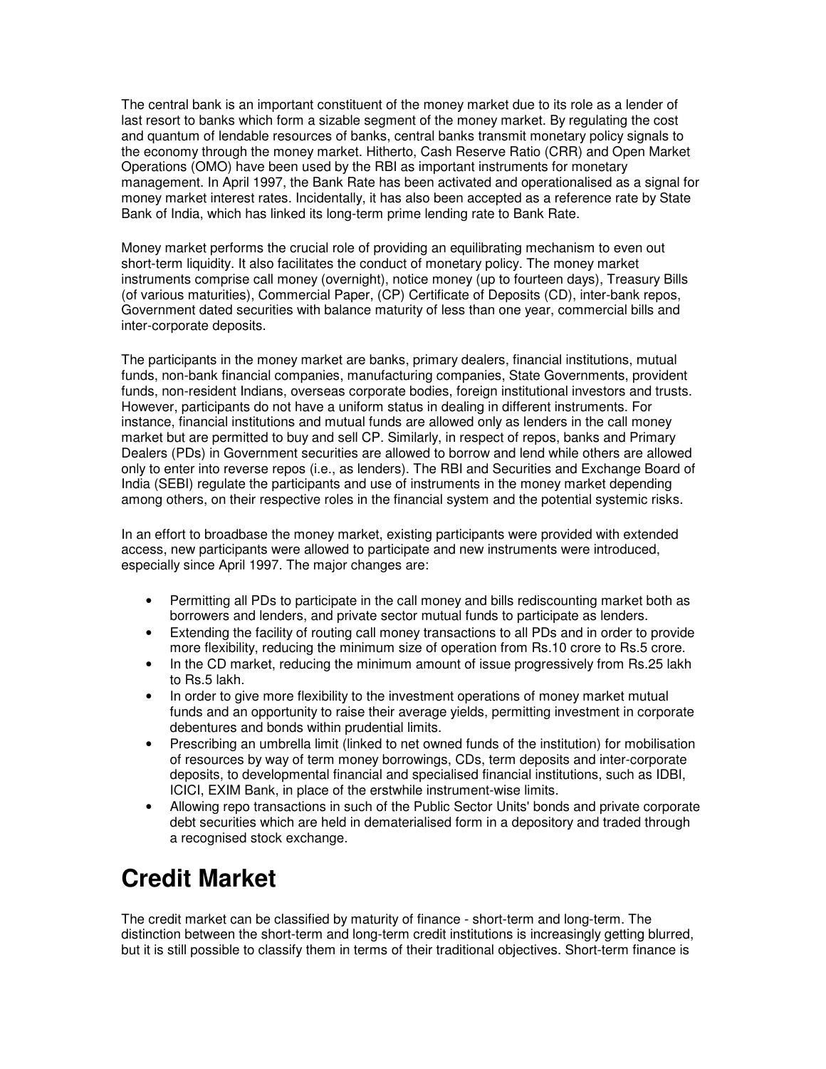The central bank is an important constituent of the money market due to its role as a lender of last resort to banks which form a sizable segment of the money market. By regulating the cost and quantum of lendable resources of banks, central banks transmit monetary policy signals to the economy through the money market. Hitherto, Cash Reserve Ratio (CRR) and Open Market Operations (OMO) have been used by the RBI as important instruments for monetary management. In April 1997, the Bank Rate has been activated and operationalised as a signal for money market interest rates. Incidentally, it has also been accepted as a reference rate by State Bank of India, which has linked its long-term prime lending rate to Bank Rate.

Money market performs the crucial role of providing an equilibrating mechanism to even out short-term liquidity. It also facilitates the conduct of monetary policy. The money market instruments comprise call money (overnight), notice money (up to fourteen days), Treasury Bills (of various maturities), Commercial Paper, (CP) Certificate of Deposits (CD), inter-bank repos, Government dated securities with balance maturity of less than one year, commercial bills and inter-corporate deposits.

The participants in the money market are banks, primary dealers, financial institutions, mutual funds, non-bank financial companies, manufacturing companies, State Governments, provident funds, non-resident Indians, overseas corporate bodies, foreign institutional investors and trusts. However, participants do not have a uniform status in dealing in different instruments. For instance, financial institutions and mutual funds are allowed only as lenders in the call money market but are permitted to buy and sell CP. Similarly, in respect of repos, banks and Primary Dealers (PDs) in Government securities are allowed to borrow and lend while others are allowed only to enter into reverse repos (i.e., as lenders). The RBI and Securities and Exchange Board of India (SEBI) regulate the participants and use of instruments in the money market depending among others, on their respective roles in the financial system and the potential systemic risks.

In an effort to broadbase the money market, existing participants were provided with extended access, new participants were allowed to participate and new instruments were introduced, especially since April 1997. The major changes are:

- Permitting all PDs to participate in the call money and bills rediscounting market both as borrowers and lenders, and private sector mutual funds to participate as lenders.
- Extending the facility of routing call money transactions to all PDs and in order to provide more flexibility, reducing the minimum size of operation from Rs.10 crore to Rs.5 crore.
- In the CD market, reducing the minimum amount of issue progressively from Rs.25 lakh to Rs.5 lakh.
- In order to give more flexibility to the investment operations of money market mutual funds and an opportunity to raise their average yields, permitting investment in corporate debentures and bonds within prudential limits.
- Prescribing an umbrella limit (linked to net owned funds of the institution) for mobilisation of resources by way of term money borrowings, CDs, term deposits and inter-corporate deposits, to developmental financial and specialised financial institutions, such as IDBI, ICICI, EXIM Bank, in place of the erstwhile instrument-wise limits.
- Allowing repo transactions in such of the Public Sector Units' bonds and private corporate debt securities which are held in dematerialised form in a depository and traded through a recognised stock exchange.

# Credit Market

The credit market can be classified by maturity of finance - short-term and long-term. The distinction between the short-term and long-term credit institutions is increasingly getting blurred, but it is still possible to classify them in terms of their traditional objectives. Short-term finance is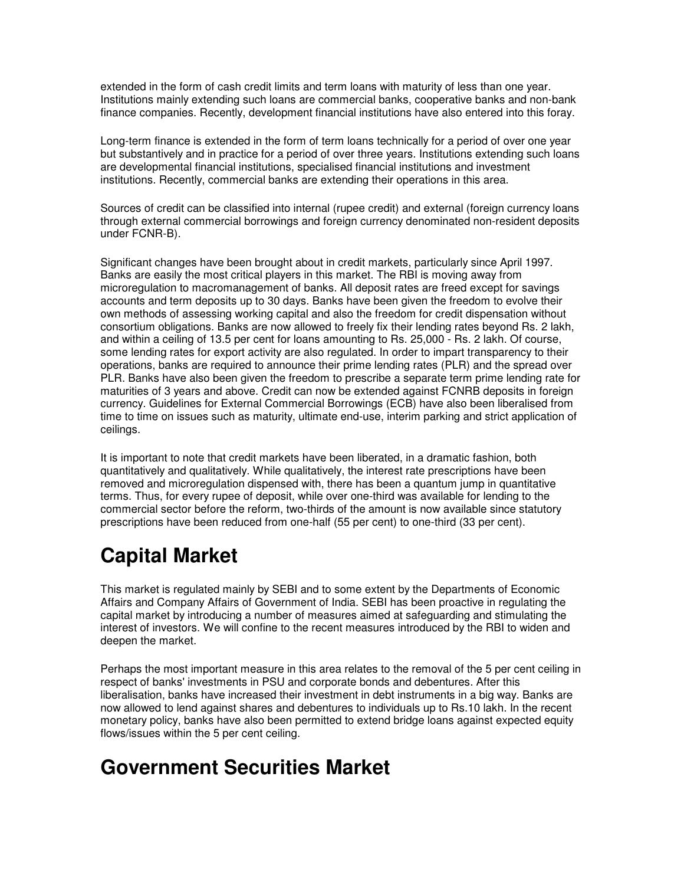extended in the form of cash credit limits and term loans with maturity of less than one year. Institutions mainly extending such loans are commercial banks, cooperative banks and non-bank finance companies. Recently, development financial institutions have also entered into this foray.

Long-term finance is extended in the form of term loans technically for a period of over one year but substantively and in practice for a period of over three years. Institutions extending such loans are developmental financial institutions, specialised financial institutions and investment institutions. Recently, commercial banks are extending their operations in this area.

Sources of credit can be classified into internal (rupee credit) and external (foreign currency loans through external commercial borrowings and foreign currency denominated non-resident deposits under FCNR-B).

Significant changes have been brought about in credit markets, particularly since April 1997. Banks are easily the most critical players in this market. The RBI is moving away from microregulation to macromanagement of banks. All deposit rates are freed except for savings accounts and term deposits up to 30 days. Banks have been given the freedom to evolve their own methods of assessing working capital and also the freedom for credit dispensation without consortium obligations. Banks are now allowed to freely fix their lending rates beyond Rs. 2 lakh, and within a ceiling of 13.5 per cent for loans amounting to Rs. 25,000 - Rs. 2 lakh. Of course, some lending rates for export activity are also regulated. In order to impart transparency to their operations, banks are required to announce their prime lending rates (PLR) and the spread over PLR. Banks have also been given the freedom to prescribe a separate term prime lending rate for maturities of 3 years and above. Credit can now be extended against FCNRB deposits in foreign currency. Guidelines for External Commercial Borrowings (ECB) have also been liberalised from time to time on issues such as maturity, ultimate end-use, interim parking and strict application of ceilings.

It is important to note that credit markets have been liberated, in a dramatic fashion, both quantitatively and qualitatively. While qualitatively, the interest rate prescriptions have been removed and microregulation dispensed with, there has been a quantum jump in quantitative terms. Thus, for every rupee of deposit, while over one-third was available for lending to the commercial sector before the reform, two-thirds of the amount is now available since statutory prescriptions have been reduced from one-half (55 per cent) to one-third (33 per cent).

# Capital Market

This market is regulated mainly by SEBI and to some extent by the Departments of Economic Affairs and Company Affairs of Government of India. SEBI has been proactive in regulating the capital market by introducing a number of measures aimed at safeguarding and stimulating the interest of investors. We will confine to the recent measures introduced by the RBI to widen and deepen the market.

Perhaps the most important measure in this area relates to the removal of the 5 per cent ceiling in respect of banks' investments in PSU and corporate bonds and debentures. After this liberalisation, banks have increased their investment in debt instruments in a big way. Banks are now allowed to lend against shares and debentures to individuals up to Rs.10 lakh. In the recent monetary policy, banks have also been permitted to extend bridge loans against expected equity flows/issues within the 5 per cent ceiling.

# Government Securities Market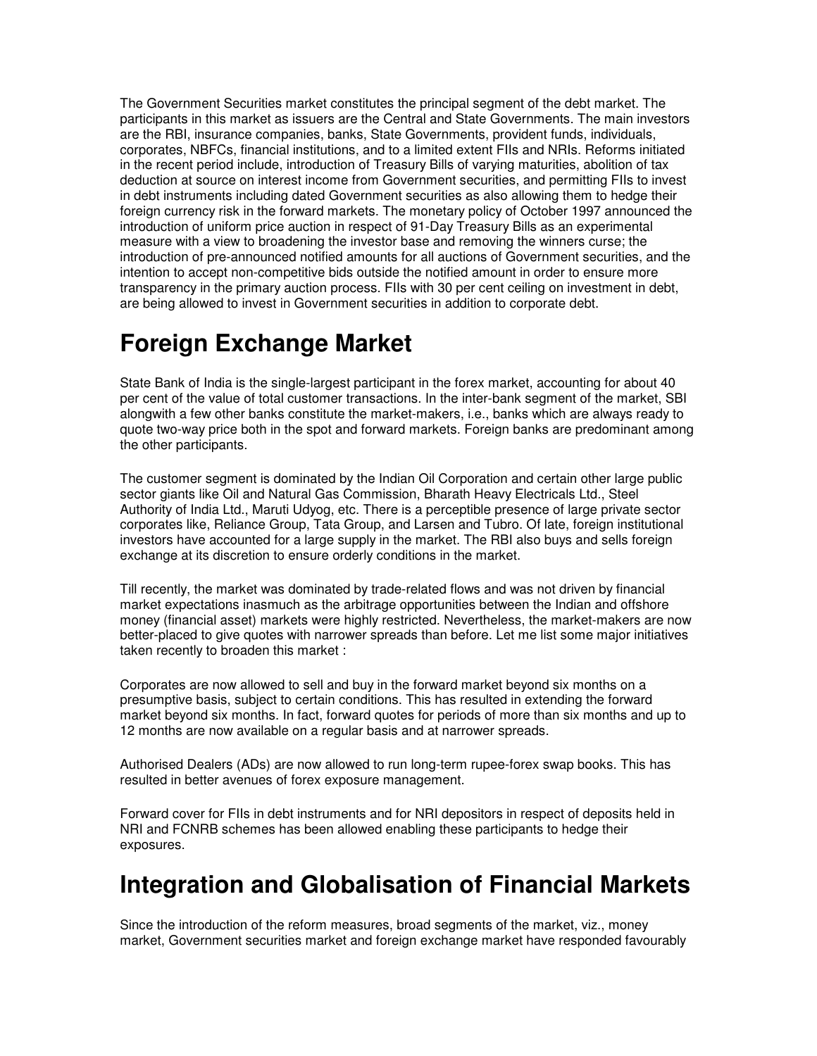The Government Securities market constitutes the principal segment of the debt market. The participants in this market as issuers are the Central and State Governments. The main investors are the RBI, insurance companies, banks, State Governments, provident funds, individuals, corporates, NBFCs, financial institutions, and to a limited extent FIIs and NRIs. Reforms initiated in the recent period include, introduction of Treasury Bills of varying maturities, abolition of tax deduction at source on interest income from Government securities, and permitting FIIs to invest in debt instruments including dated Government securities as also allowing them to hedge their foreign currency risk in the forward markets. The monetary policy of October 1997 announced the introduction of uniform price auction in respect of 91-Day Treasury Bills as an experimental measure with a view to broadening the investor base and removing the winners curse; the introduction of pre-announced notified amounts for all auctions of Government securities, and the intention to accept non-competitive bids outside the notified amount in order to ensure more transparency in the primary auction process. FIIs with 30 per cent ceiling on investment in debt, are being allowed to invest in Government securities in addition to corporate debt.

# Foreign Exchange Market

State Bank of India is the single-largest participant in the forex market, accounting for about 40 per cent of the value of total customer transactions. In the inter-bank segment of the market, SBI alongwith a few other banks constitute the market-makers, i.e., banks which are always ready to quote two-way price both in the spot and forward markets. Foreign banks are predominant among the other participants.

The customer segment is dominated by the Indian Oil Corporation and certain other large public sector giants like Oil and Natural Gas Commission, Bharath Heavy Electricals Ltd., Steel Authority of India Ltd., Maruti Udyog, etc. There is a perceptible presence of large private sector corporates like, Reliance Group, Tata Group, and Larsen and Tubro. Of late, foreign institutional investors have accounted for a large supply in the market. The RBI also buys and sells foreign exchange at its discretion to ensure orderly conditions in the market.

Till recently, the market was dominated by trade-related flows and was not driven by financial market expectations inasmuch as the arbitrage opportunities between the Indian and offshore money (financial asset) markets were highly restricted. Nevertheless, the market-makers are now better-placed to give quotes with narrower spreads than before. Let me list some major initiatives taken recently to broaden this market :

Corporates are now allowed to sell and buy in the forward market beyond six months on a presumptive basis, subject to certain conditions. This has resulted in extending the forward market beyond six months. In fact, forward quotes for periods of more than six months and up to 12 months are now available on a regular basis and at narrower spreads.

Authorised Dealers (ADs) are now allowed to run long-term rupee-forex swap books. This has resulted in better avenues of forex exposure management.

Forward cover for FIIs in debt instruments and for NRI depositors in respect of deposits held in NRI and FCNRB schemes has been allowed enabling these participants to hedge their exposures.

# Integration and Globalisation of Financial Markets

Since the introduction of the reform measures, broad segments of the market, viz., money market, Government securities market and foreign exchange market have responded favourably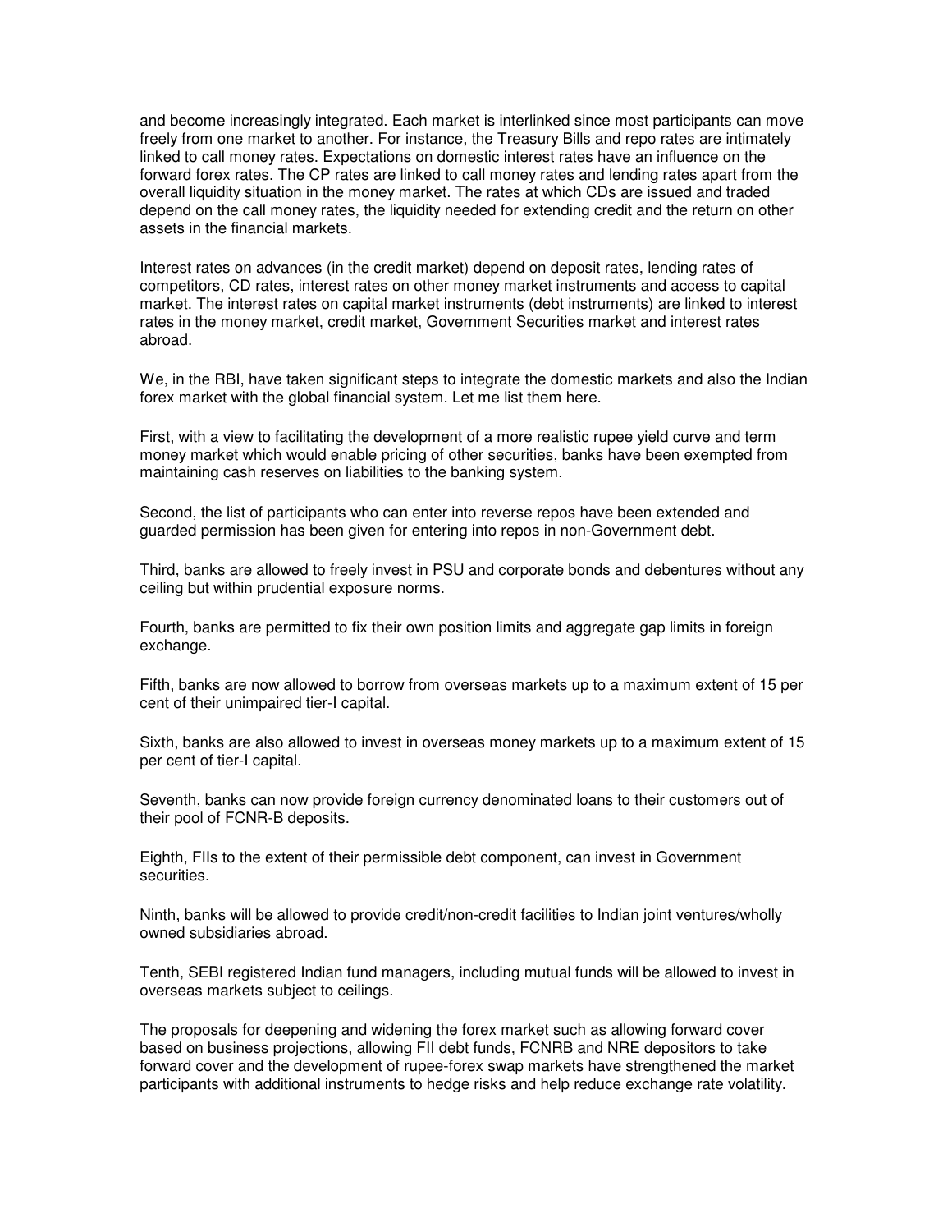and become increasingly integrated. Each market is interlinked since most participants can move freely from one market to another. For instance, the Treasury Bills and repo rates are intimately linked to call money rates. Expectations on domestic interest rates have an influence on the forward forex rates. The CP rates are linked to call money rates and lending rates apart from the overall liquidity situation in the money market. The rates at which CDs are issued and traded depend on the call money rates, the liquidity needed for extending credit and the return on other assets in the financial markets.

Interest rates on advances (in the credit market) depend on deposit rates, lending rates of competitors, CD rates, interest rates on other money market instruments and access to capital market. The interest rates on capital market instruments (debt instruments) are linked to interest rates in the money market, credit market, Government Securities market and interest rates abroad.

We, in the RBI, have taken significant steps to integrate the domestic markets and also the Indian forex market with the global financial system. Let me list them here.

First, with a view to facilitating the development of a more realistic rupee yield curve and term money market which would enable pricing of other securities, banks have been exempted from maintaining cash reserves on liabilities to the banking system.

Second, the list of participants who can enter into reverse repos have been extended and guarded permission has been given for entering into repos in non-Government debt.

Third, banks are allowed to freely invest in PSU and corporate bonds and debentures without any ceiling but within prudential exposure norms.

Fourth, banks are permitted to fix their own position limits and aggregate gap limits in foreign exchange.

Fifth, banks are now allowed to borrow from overseas markets up to a maximum extent of 15 per cent of their unimpaired tier-I capital.

Sixth, banks are also allowed to invest in overseas money markets up to a maximum extent of 15 per cent of tier-I capital.

Seventh, banks can now provide foreign currency denominated loans to their customers out of their pool of FCNR-B deposits.

Eighth, FIIs to the extent of their permissible debt component, can invest in Government securities.

Ninth, banks will be allowed to provide credit/non-credit facilities to Indian joint ventures/wholly owned subsidiaries abroad.

Tenth, SEBI registered Indian fund managers, including mutual funds will be allowed to invest in overseas markets subject to ceilings.

The proposals for deepening and widening the forex market such as allowing forward cover based on business projections, allowing FII debt funds, FCNRB and NRE depositors to take forward cover and the development of rupee-forex swap markets have strengthened the market participants with additional instruments to hedge risks and help reduce exchange rate volatility.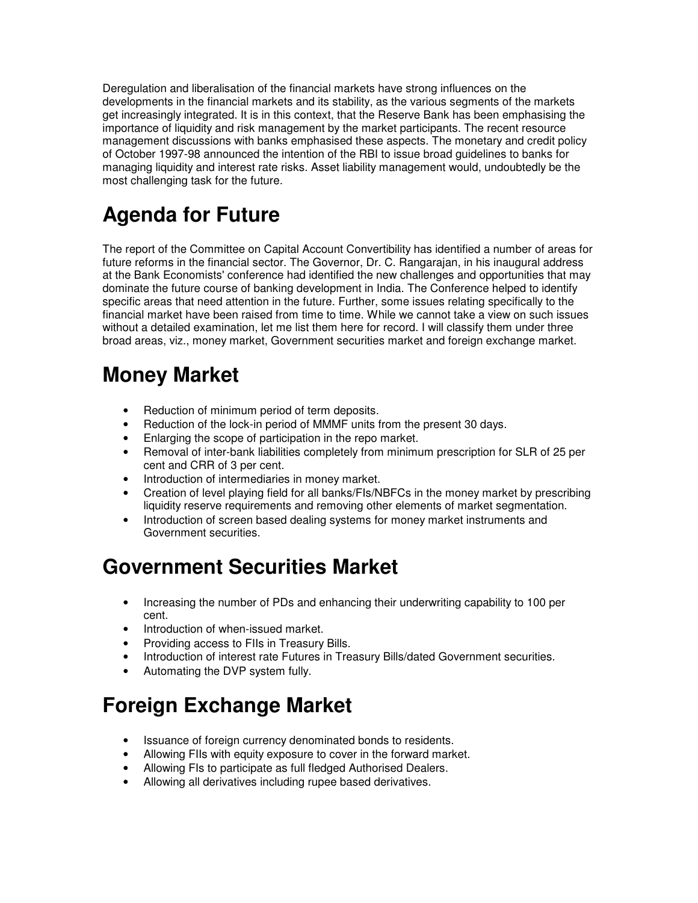Deregulation and liberalisation of the financial markets have strong influences on the developments in the financial markets and its stability, as the various segments of the markets get increasingly integrated. It is in this context, that the Reserve Bank has been emphasising the importance of liquidity and risk management by the market participants. The recent resource management discussions with banks emphasised these aspects. The monetary and credit policy of October 1997-98 announced the intention of the RBI to issue broad guidelines to banks for managing liquidity and interest rate risks. Asset liability management would, undoubtedly be the most challenging task for the future.

# Agenda for Future

The report of the Committee on Capital Account Convertibility has identified a number of areas for future reforms in the financial sector. The Governor, Dr. C. Rangarajan, in his inaugural address at the Bank Economists' conference had identified the new challenges and opportunities that may dominate the future course of banking development in India. The Conference helped to identify specific areas that need attention in the future. Further, some issues relating specifically to the financial market have been raised from time to time. While we cannot take a view on such issues without a detailed examination, let me list them here for record. I will classify them under three broad areas, viz., money market, Government securities market and foreign exchange market.

# Money Market

- Reduction of minimum period of term deposits.
- Reduction of the lock-in period of MMMF units from the present 30 days.
- Enlarging the scope of participation in the repo market.
- Removal of inter-bank liabilities completely from minimum prescription for SLR of 25 per cent and CRR of 3 per cent.
- Introduction of intermediaries in money market.
- Creation of level playing field for all banks/FIs/NBFCs in the money market by prescribing liquidity reserve requirements and removing other elements of market segmentation.
- Introduction of screen based dealing systems for money market instruments and Government securities.

# Government Securities Market

- Increasing the number of PDs and enhancing their underwriting capability to 100 per cent.
- Introduction of when-issued market.
- Providing access to FIIs in Treasury Bills.
- Introduction of interest rate Futures in Treasury Bills/dated Government securities.
- Automating the DVP system fully.

# Foreign Exchange Market

- Issuance of foreign currency denominated bonds to residents.
- Allowing FIIs with equity exposure to cover in the forward market.
- Allowing FIs to participate as full fledged Authorised Dealers.
- Allowing all derivatives including rupee based derivatives.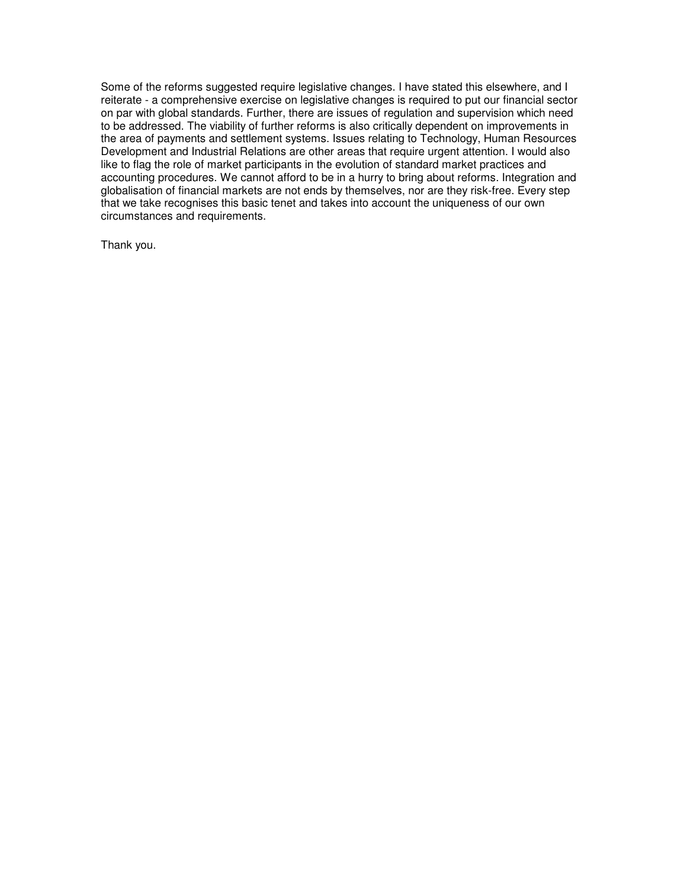Some of the reforms suggested require legislative changes. I have stated this elsewhere, and I reiterate - a comprehensive exercise on legislative changes is required to put our financial sector on par with global standards. Further, there are issues of regulation and supervision which need to be addressed. The viability of further reforms is also critically dependent on improvements in the area of payments and settlement systems. Issues relating to Technology, Human Resources Development and Industrial Relations are other areas that require urgent attention. I would also like to flag the role of market participants in the evolution of standard market practices and accounting procedures. We cannot afford to be in a hurry to bring about reforms. Integration and globalisation of financial markets are not ends by themselves, nor are they risk-free. Every step that we take recognises this basic tenet and takes into account the uniqueness of our own circumstances and requirements.

Thank you.